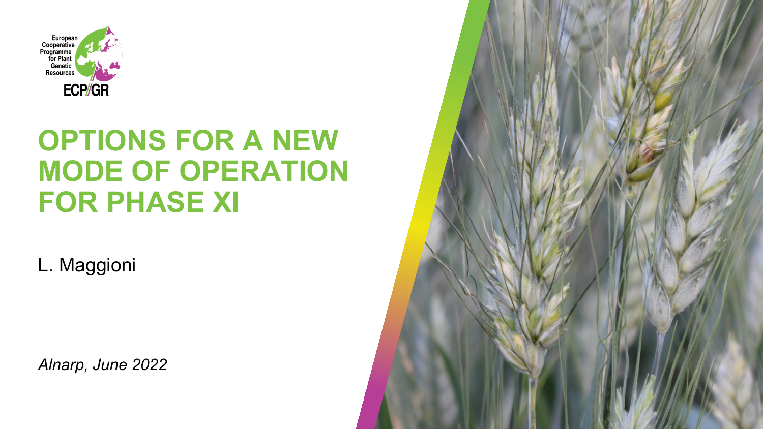European Cooperative Programme for Plant Genetic Resources

ECP/GR

# OPTIONS FOR A NEW MODE OF OPERATION FOR PHASE XI

L. Maggioni

*Alnarp, June 2022*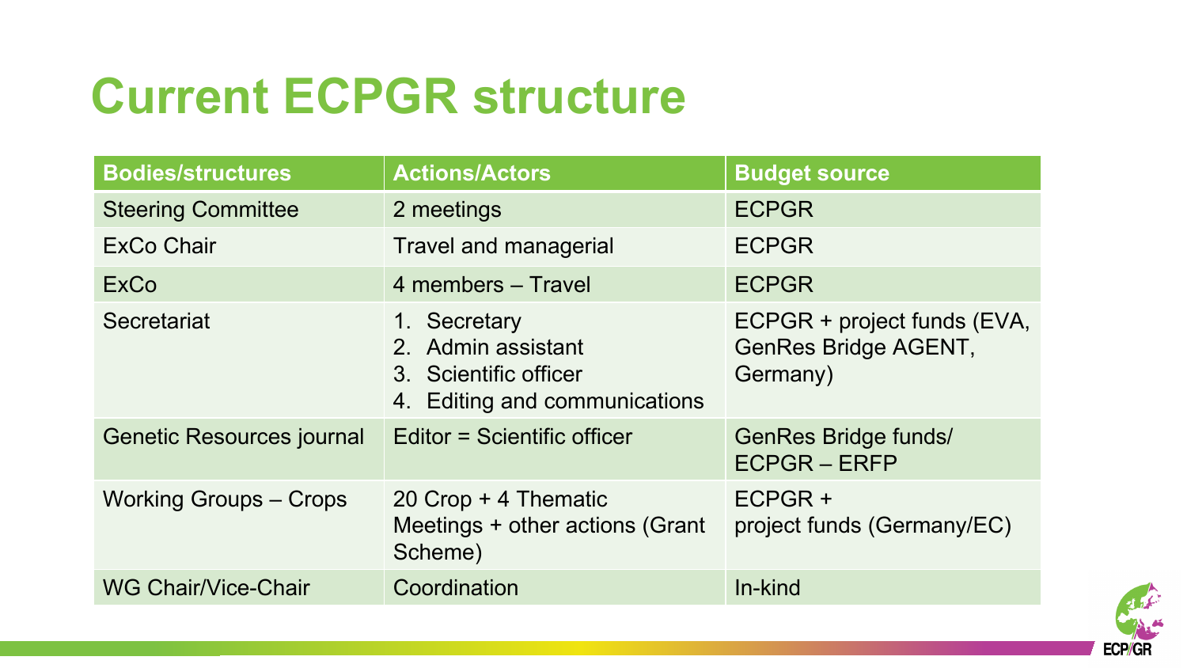# Current ECPGR structure

| Bodies/structures | Actions/Actors | Budget source |
|---|---|---|
| Steering Committee | 2 meetings | ECPGR |
| ExCo Chair | Travel and managerial | ECPGR |
| ExCo | 4 members – Travel | ECPGR |
| Secretariat | 1. Secretary<br>2. Admin assistant<br>3. Scientific officer<br>4. Editing and communications | ECPGR + project funds (EVA, GenRes Bridge AGENT, Germany) |
| Genetic Resources journal | Editor = Scientific officer | GenRes Bridge funds/ ECPGR – ERFP |
| Working Groups – Crops | 20 Crop + 4 Thematic Meetings + other actions (Grant Scheme) | ECPGR + project funds (Germany/EC) |
| WG Chair/Vice-Chair | Coordination | In-kind |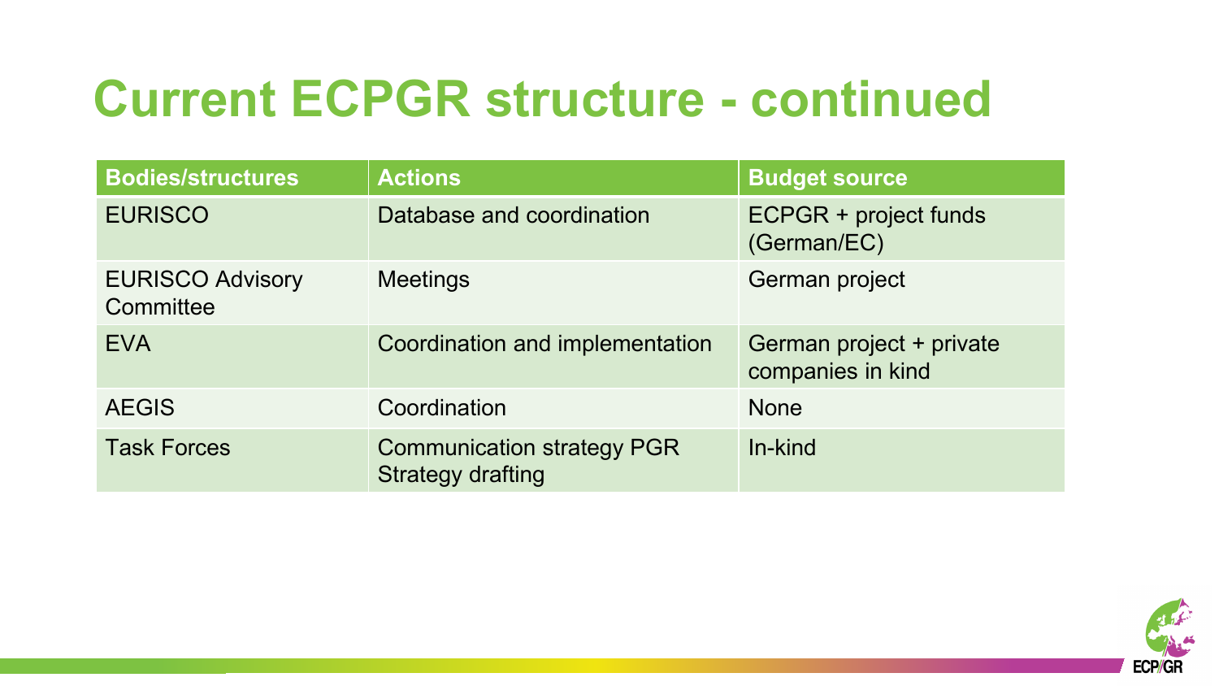# Current ECPGR structure - continued

| Bodies/structures | Actions | Budget source |
|---|---|---|
| EURISCO | Database and coordination | ECPGR + project funds (German/EC) |
| EURISCO Advisory Committee | Meetings | German project |
| EVA | Coordination and implementation | German project + private companies in kind |
| AEGIS | Coordination | None |
| Task Forces | Communication strategy PGR Strategy drafting | In-kind |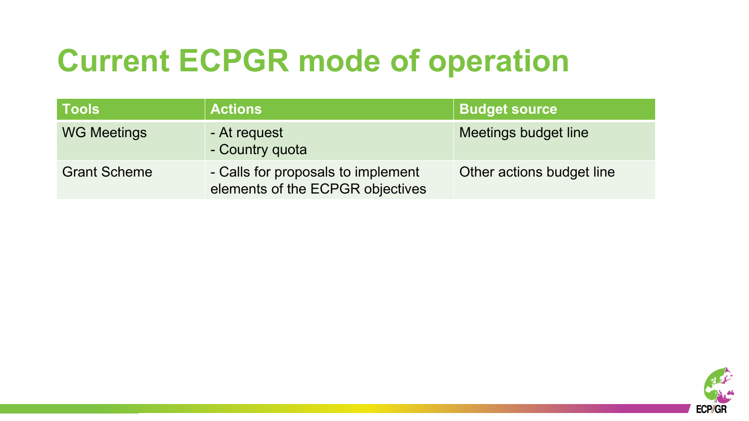# Current ECPGR mode of operation

| Tools | Actions | Budget source |
|---|---|---|
| WG Meetings | - At request<br>- Country quota | Meetings budget line |
| Grant Scheme | - Calls for proposals to implement elements of the ECPGR objectives | Other actions budget line |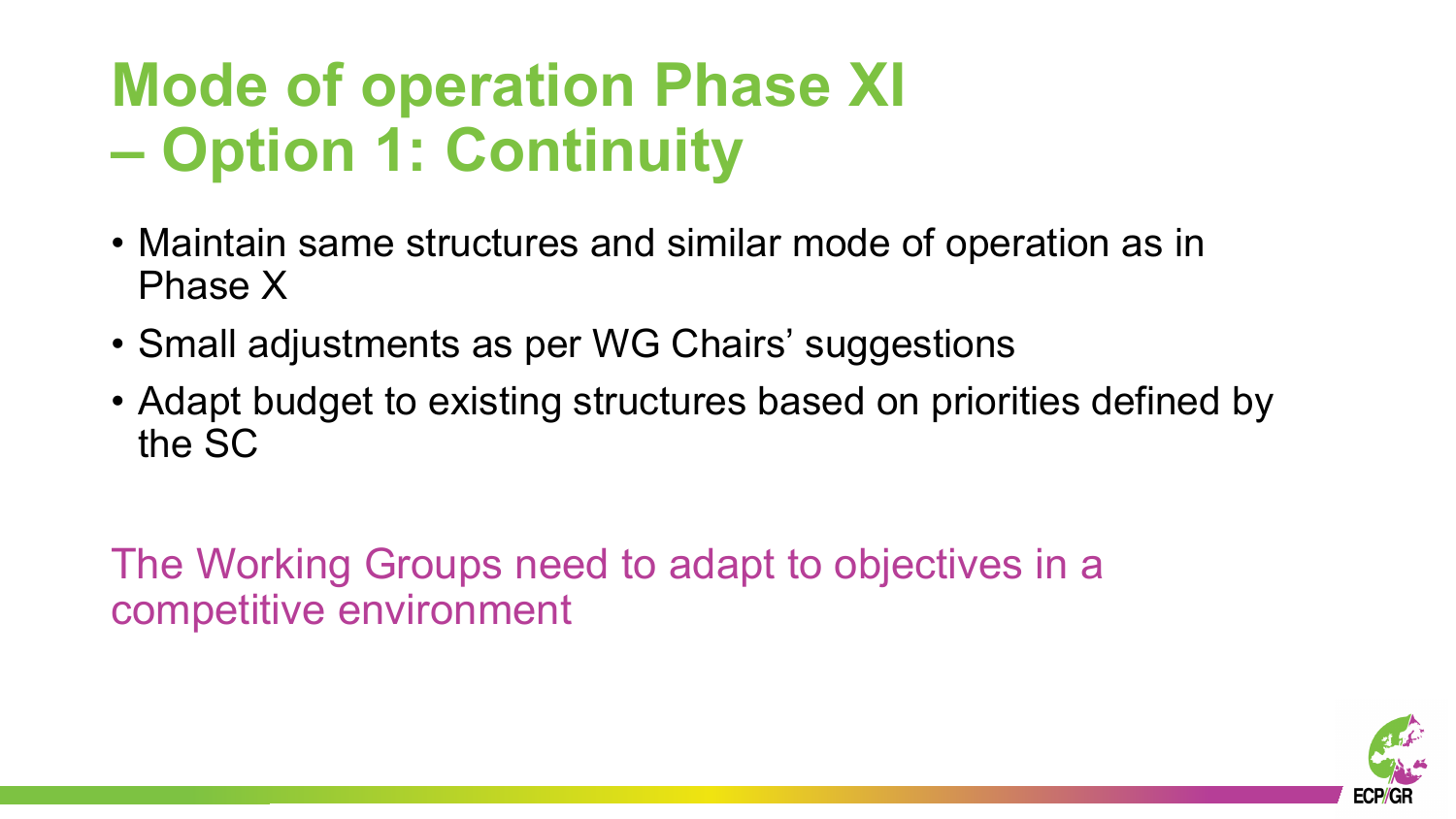# Mode of operation Phase XI – Option 1: Continuity

- Maintain same structures and similar mode of operation as in Phase X
- Small adjustments as per WG Chairs' suggestions
- Adapt budget to existing structures based on priorities defined by the SC

The Working Groups need to adapt to objectives in a competitive environment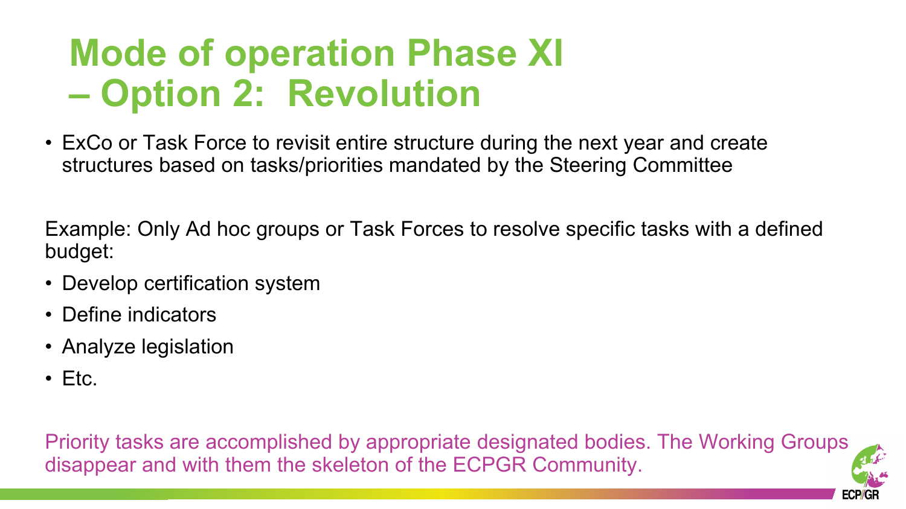# Mode of operation Phase XI – Option 2: Revolution

- ExCo or Task Force to revisit entire structure during the next year and create structures based on tasks/priorities mandated by the Steering Committee

Example: Only Ad hoc groups or Task Forces to resolve specific tasks with a defined budget:

- Develop certification system
- Define indicators
- Analyze legislation
- Etc.

Priority tasks are accomplished by appropriate designated bodies. The Working Groups disappear and with them the skeleton of the ECPGR Community.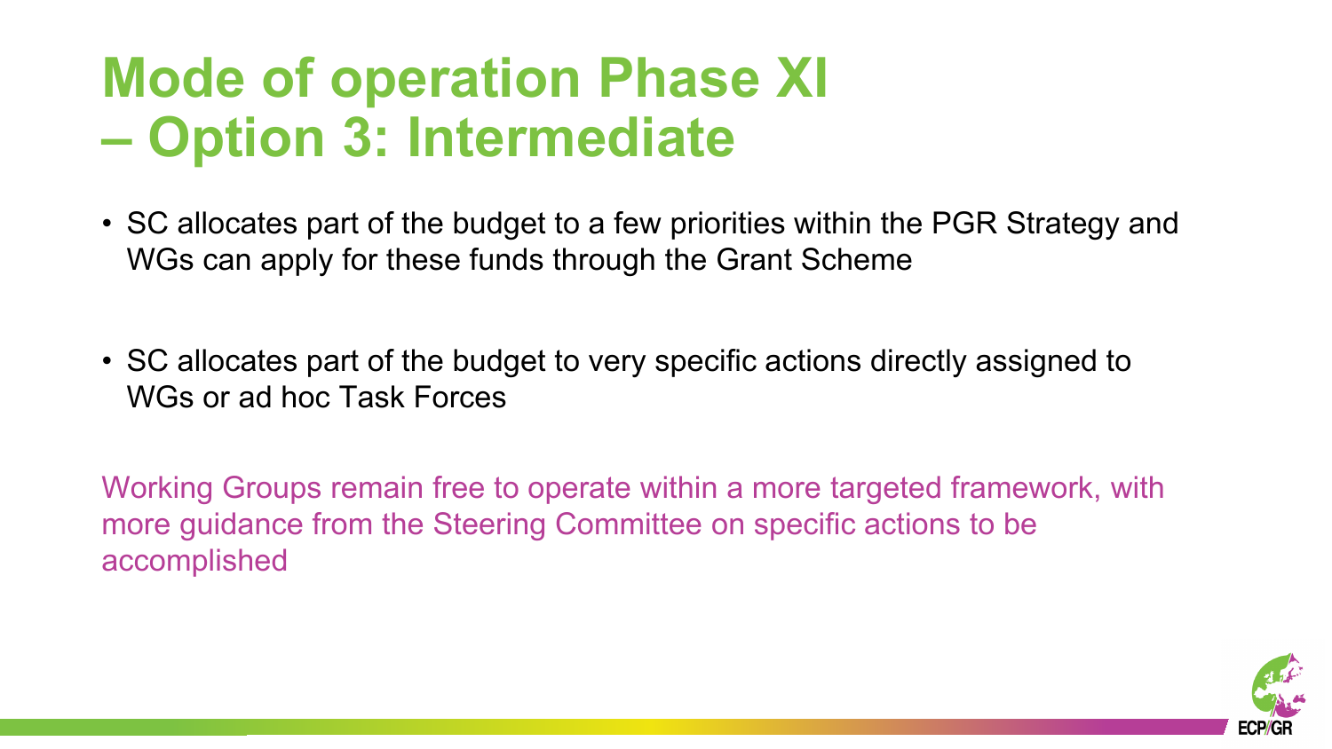# Mode of operation Phase XI – Option 3: Intermediate

- SC allocates part of the budget to a few priorities within the PGR Strategy and WGs can apply for these funds through the Grant Scheme
- SC allocates part of the budget to very specific actions directly assigned to WGs or ad hoc Task Forces

Working Groups remain free to operate within a more targeted framework, with more guidance from the Steering Committee on specific actions to be accomplished